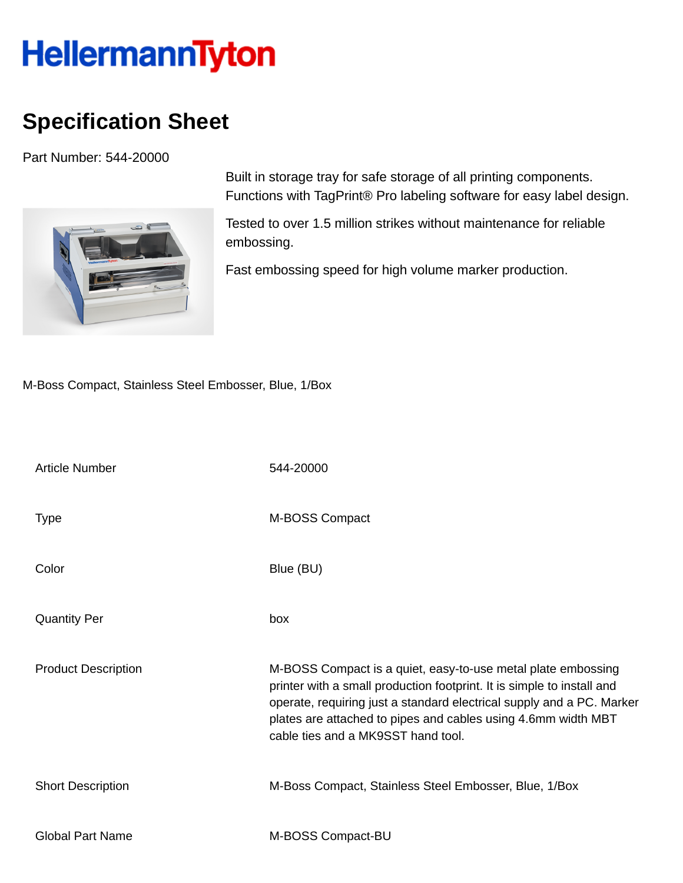HellermannTyton

# Specification Sheet

Part Number: 544-20000

Built in storage tray for safe storage of all printing components. Functions with TagPrint® Pro labeling software for easy label design.

Tested to over 1.5 million strikes without maintenance for reliable embossing.

Fast embossing speed for high volume marker production.

M-Boss Compact, Stainless Steel Embosser, Blue, 1/Box

| | |
|---|---|
| Article Number | 544-20000 |
| Type | M-BOSS Compact |
| Color | Blue (BU) |
| Quantity Per | box |
| Product Description | M-BOSS Compact is a quiet, easy-to-use metal plate embossing printer with a small production footprint. It is simple to install and operate, requiring just a standard electrical supply and a PC. Marker plates are attached to pipes and cables using 4.6mm width MBT cable ties and a MK9SST hand tool. |
| Short Description | M-Boss Compact, Stainless Steel Embosser, Blue, 1/Box |
| Global Part Name | M-BOSS Compact-BU |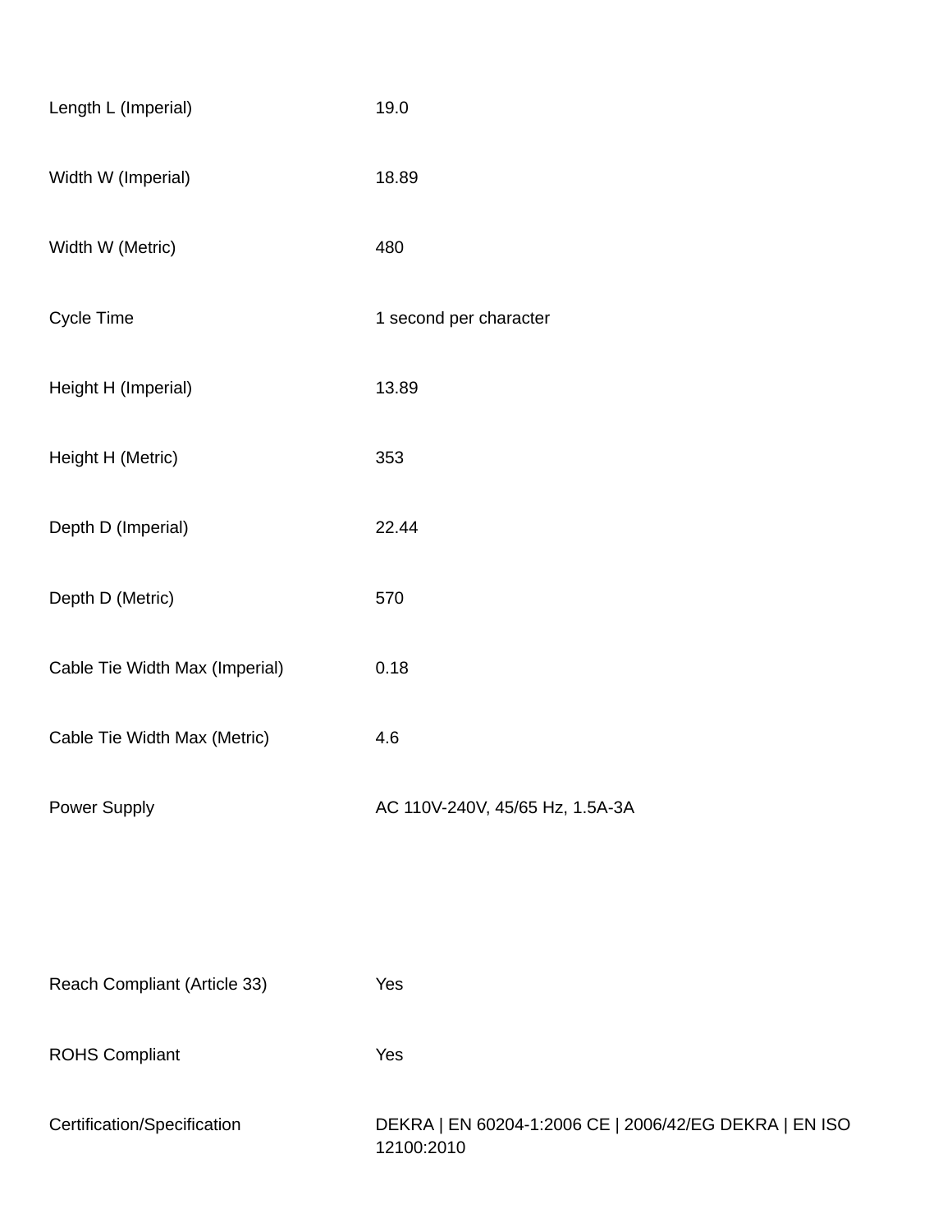| | |
|---|---|
| Length L (Imperial) | 19.0 |
| Width W (Imperial) | 18.89 |
| Width W (Metric) | 480 |
| Cycle Time | 1 second per character |
| Height H (Imperial) | 13.89 |
| Height H (Metric) | 353 |
| Depth D (Imperial) | 22.44 |
| Depth D (Metric) | 570 |
| Cable Tie Width Max (Imperial) | 0.18 |
| Cable Tie Width Max (Metric) | 4.6 |
| Power Supply | AC 110V-240V, 45/65 Hz, 1.5A-3A |

| | |
|---|---|
| Reach Compliant (Article 33) | Yes |
| ROHS Compliant | Yes |
| Certification/Specification | DEKRA &#124; EN 60204-1:2006 CE &#124; 2006/42/EG DEKRA &#124; EN ISO 12100:2010 |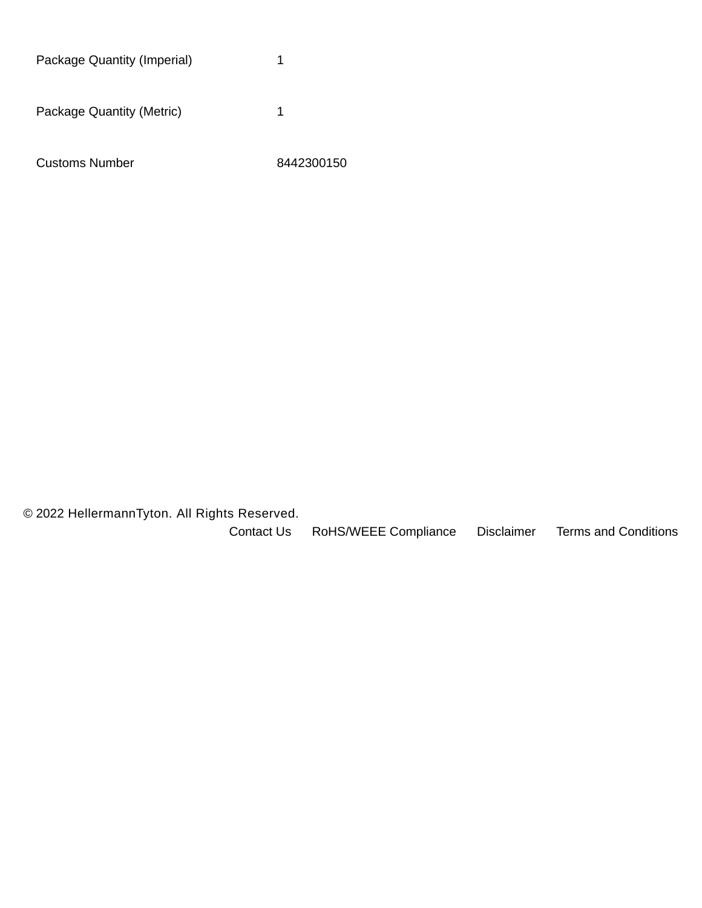| | |
| --- | --- |
| Package Quantity (Imperial) | 1 |
| Package Quantity (Metric) | 1 |
| Customs Number | 8442300150 |

© 2022 HellermannTyton. All Rights Reserved.

Contact Us RoHS/WEEE Compliance Disclaimer Terms and Conditions